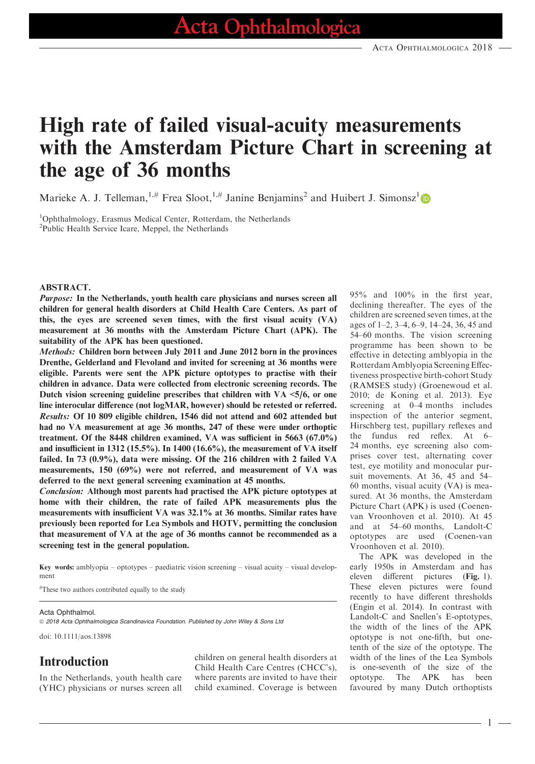# High rate of failed visual-acuity measurements with the Amsterdam Picture Chart in screening at the age of 36 months

Marieke A. J. Telleman,[1,#] Frea Sloot,[1,#] Janine Benjamins[2] and Huibert J. Simonsz[1]

[1]Ophthalmology, Erasmus Medical Center, Rotterdam, the Netherlands
[2]Public Health Service Icare, Meppel, the Netherlands

## ABSTRACT.

***Purpose:*** **In the Netherlands, youth health care physicians and nurses screen all children for general health disorders at Child Health Care Centers. As part of this, the eyes are screened seven times, with the first visual acuity (VA) measurement at 36 months with the Amsterdam Picture Chart (APK). The suitability of the APK has been questioned.**

***Methods:*** **Children born between July 2011 and June 2012 born in the provinces Drenthe, Gelderland and Flevoland and invited for screening at 36 months were eligible. Parents were sent the APK picture optotypes to practise with their children in advance. Data were collected from electronic screening records. The Dutch vision screening guideline prescribes that children with VA <5/6, or one line interocular difference (not logMAR, however) should be retested or referred.**

***Results:*** **Of 10 809 eligible children, 1546 did not attend and 602 attended but had no VA measurement at age 36 months, 247 of these were under orthoptic treatment. Of the 8448 children examined, VA was sufficient in 5663 (67.0%) and insufficient in 1312 (15.5%). In 1400 (16.6%), the measurement of VA itself failed. In 73 (0.9%), data were missing. Of the 216 children with 2 failed VA measurements, 150 (69%) were not referred, and measurement of VA was deferred to the next general screening examination at 45 months.**

***Conclusion:*** **Although most parents had practised the APK picture optotypes at home with their children, the rate of failed APK measurements plus the measurements with insufficient VA was 32.1% at 36 months. Similar rates have previously been reported for Lea Symbols and HOTV, permitting the conclusion that measurement of VA at the age of 36 months cannot be recommended as a screening test in the general population.**

**Key words:** amblyopia – optotypes – paediatric vision screening – visual acuity – visual development

[#]These two authors contributed equally to the study

Acta Ophthalmol.
© 2018 Acta Ophthalmologica Scandinavica Foundation. Published by John Wiley & Sons Ltd

doi: 10.1111/aos.13898

## Introduction

In the Netherlands, youth health care (YHC) physicians or nurses screen all children on general health disorders at Child Health Care Centres (CHCC's), where parents are invited to have their child examined. Coverage is between 95% and 100% in the first year, declining thereafter. The eyes of the children are screened seven times, at the ages of 1–2, 3–4, 6–9, 14–24, 36, 45 and 54–60 months. The vision screening programme has been shown to be effective in detecting amblyopia in the Rotterdam Amblyopia Screening Effectiveness prospective birth-cohort Study (RAMSES study) (Groenewoud et al. 2010; de Koning et al. 2013). Eye screening at 0–4 months includes inspection of the anterior segment, Hirschberg test, pupillary reflexes and the fundus red reflex. At 6–24 months, eye screening also comprises cover test, alternating cover test, eye motility and monocular pursuit movements. At 36, 45 and 54–60 months, visual acuity (VA) is measured. At 36 months, the Amsterdam Picture Chart (APK) is used (Coenen-van Vroonhoven et al. 2010). At 45 and at 54–60 months, Landolt-C optotypes are used (Coenen-van Vroonhoven et al. 2010).

The APK was developed in the early 1950s in Amsterdam and has eleven different pictures (**Fig.** 1). These eleven pictures were found recently to have different thresholds (Engin et al. 2014). In contrast with Landolt-C and Snellen's E-optotypes, the width of the lines of the APK optotype is not one-fifth, but one-tenth of the size of the optotype. The width of the lines of the Lea Symbols is one-seventh of the size of the optotype. The APK has been favoured by many Dutch orthoptists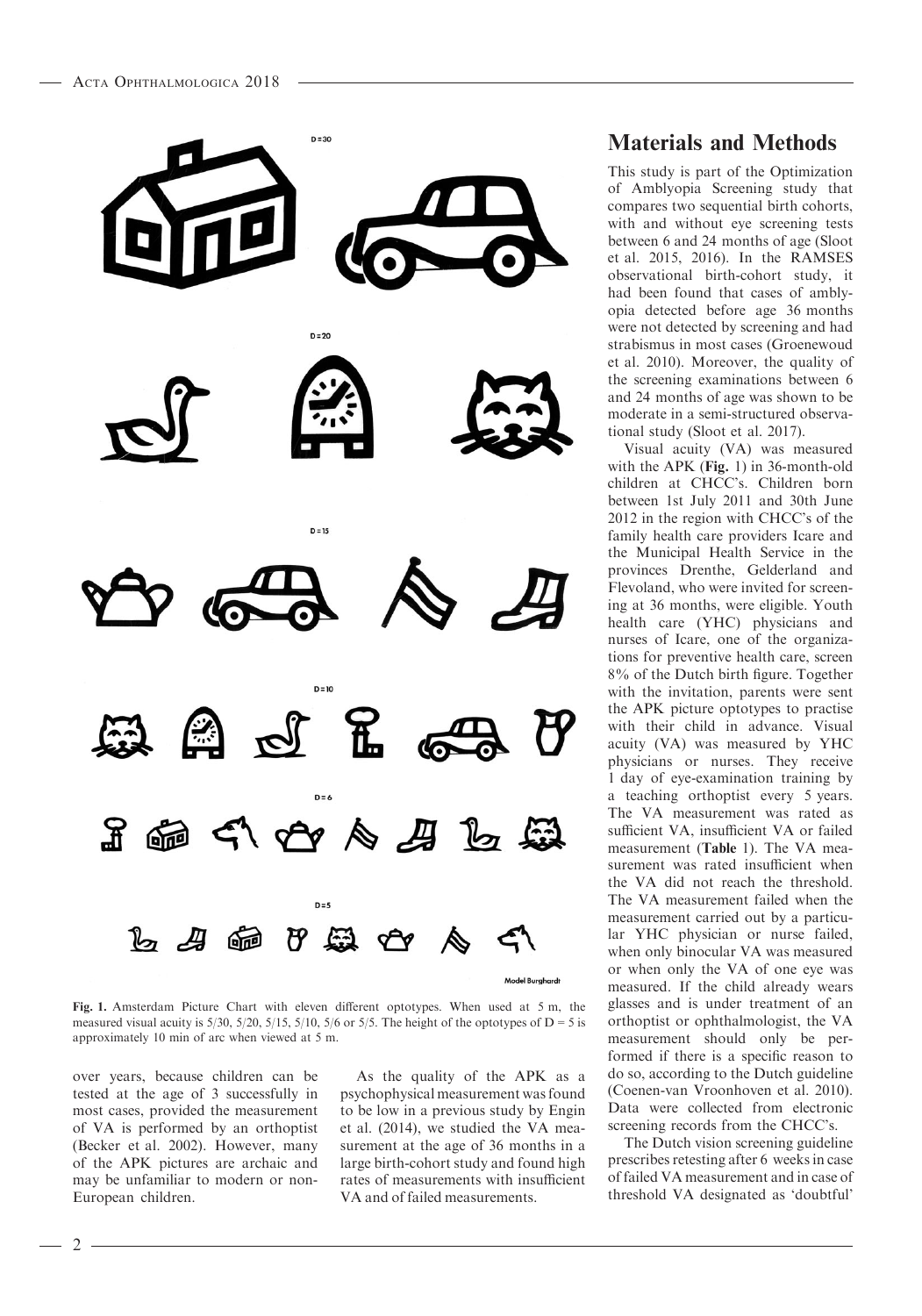Fig. 1. Amsterdam Picture Chart with eleven different optotypes. When used at 5 m, the measured visual acuity is 5/30, 5/20, 5/15, 5/10, 5/6 or 5/5. The height of the optotypes of D = 5 is approximately 10 min of arc when viewed at 5 m.

over years, because children can be tested at the age of 3 successfully in most cases, provided the measurement of VA is performed by an orthoptist (Becker et al. 2002). However, many of the APK pictures are archaic and may be unfamiliar to modern or non-European children.

As the quality of the APK as a psychophysical measurement was found to be low in a previous study by Engin et al. (2014), we studied the VA measurement at the age of 36 months in a large birth-cohort study and found high rates of measurements with insufficient VA and of failed measurements.

## Materials and Methods

This study is part of the Optimization of Amblyopia Screening study that compares two sequential birth cohorts, with and without eye screening tests between 6 and 24 months of age (Sloot et al. 2015, 2016). In the RAMSES observational birth-cohort study, it had been found that cases of amblyopia detected before age 36 months were not detected by screening and had strabismus in most cases (Groenewoud et al. 2010). Moreover, the quality of the screening examinations between 6 and 24 months of age was shown to be moderate in a semi-structured observational study (Sloot et al. 2017).

Visual acuity (VA) was measured with the APK (**Fig.** 1) in 36-month-old children at CHCC's. Children born between 1st July 2011 and 30th June 2012 in the region with CHCC's of the family health care providers Icare and the Municipal Health Service in the provinces Drenthe, Gelderland and Flevoland, who were invited for screening at 36 months, were eligible. Youth health care (YHC) physicians and nurses of Icare, one of the organizations for preventive health care, screen 8% of the Dutch birth figure. Together with the invitation, parents were sent the APK picture optotypes to practise with their child in advance. Visual acuity (VA) was measured by YHC physicians or nurses. They receive 1 day of eye-examination training by a teaching orthoptist every 5 years. The VA measurement was rated as sufficient VA, insufficient VA or failed measurement (**Table** 1). The VA measurement was rated insufficient when the VA did not reach the threshold. The VA measurement failed when the measurement carried out by a particular YHC physician or nurse failed, when only binocular VA was measured or when only the VA of one eye was measured. If the child already wears glasses and is under treatment of an orthoptist or ophthalmologist, the VA measurement should only be performed if there is a specific reason to do so, according to the Dutch guideline (Coenen-van Vroonhoven et al. 2010). Data were collected from electronic screening records from the CHCC's.

The Dutch vision screening guideline prescribes retesting after 6 weeks in case of failed VA measurement and in case of threshold VA designated as 'doubtful'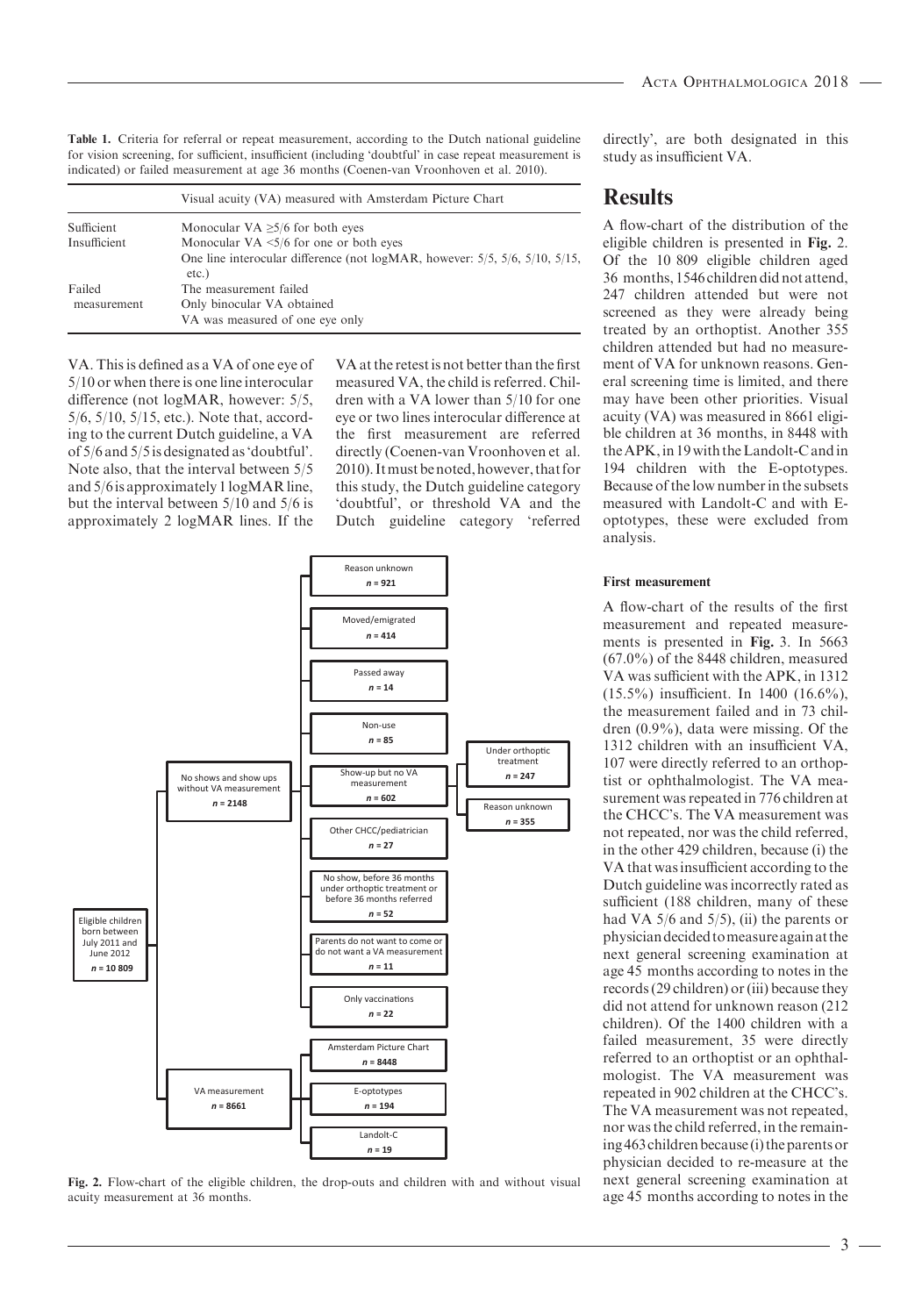**Table 1.** Criteria for referral or repeat measurement, according to the Dutch national guideline for vision screening, for sufficient, insufficient (including 'doubtful' in case repeat measurement is indicated) or failed measurement at age 36 months (Coenen-van Vroonhoven et al. 2010).

| | Visual acuity (VA) measured with Amsterdam Picture Chart |
|---|---|
| Sufficient | Monocular VA ≥5/6 for both eyes |
| Insufficient | Monocular VA <5/6 for one or both eyes |
| | One line interocular difference (not logMAR, however: 5/5, 5/6, 5/10, 5/15, etc.) |
| Failed measurement | The measurement failed |
| | Only binocular VA obtained |
| | VA was measured of one eye only |

VA. This is defined as a VA of one eye of 5/10 or when there is one line interocular difference (not logMAR, however: 5/5, 5/6, 5/10, 5/15, etc.). Note that, according to the current Dutch guideline, a VA of 5/6 and 5/5 is designated as 'doubtful'. Note also, that the interval between 5/5 and 5/6 is approximately 1 logMAR line, but the interval between 5/10 and 5/6 is approximately 2 logMAR lines. If the VA at the retest is not better than the first measured VA, the child is referred. Children with a VA lower than 5/10 for one eye or two lines interocular difference at the first measurement are referred directly (Coenen-van Vroonhoven et al. 2010). It must be noted, however, that for this study, the Dutch guideline category 'doubtful', or threshold VA and the Dutch guideline category 'referred directly', are both designated in this study as insufficient VA.

**Fig. 2.** Flow-chart of the eligible children, the drop-outs and children with and without visual acuity measurement at 36 months.

## Results

A flow-chart of the distribution of the eligible children is presented in **Fig.** 2. Of the 10 809 eligible children aged 36 months, 1546 children did not attend, 247 children attended but were not screened as they were already being treated by an orthoptist. Another 355 children attended but had no measurement of VA for unknown reasons. General screening time is limited, and there may have been other priorities. Visual acuity (VA) was measured in 8661 eligible children at 36 months, in 8448 with the APK, in 19 with the Landolt-C and in 194 children with the E-optotypes. Because of the low number in the subsets measured with Landolt-C and with E-optotypes, these were excluded from analysis.

### First measurement

A flow-chart of the results of the first measurement and repeated measurements is presented in **Fig.** 3. In 5663 (67.0%) of the 8448 children, measured VA was sufficient with the APK, in 1312 (15.5%) insufficient. In 1400 (16.6%), the measurement failed and in 73 children (0.9%), data were missing. Of the 1312 children with an insufficient VA, 107 were directly referred to an orthoptist or ophthalmologist. The VA measurement was repeated in 776 children at the CHCC's. The VA measurement was not repeated, nor was the child referred, in the other 429 children, because (i) the VA that was insufficient according to the Dutch guideline was incorrectly rated as sufficient (188 children, many of these had VA 5/6 and 5/5), (ii) the parents or physician decided to measure again at the next general screening examination at age 45 months according to notes in the records (29 children) or (iii) because they did not attend for unknown reason (212 children). Of the 1400 children with a failed measurement, 35 were directly referred to an orthoptist or an ophthalmologist. The VA measurement was repeated in 902 children at the CHCC's. The VA measurement was not repeated, nor was the child referred, in the remaining 463 children because (i) the parents or physician decided to re-measure at the next general screening examination at age 45 months according to notes in the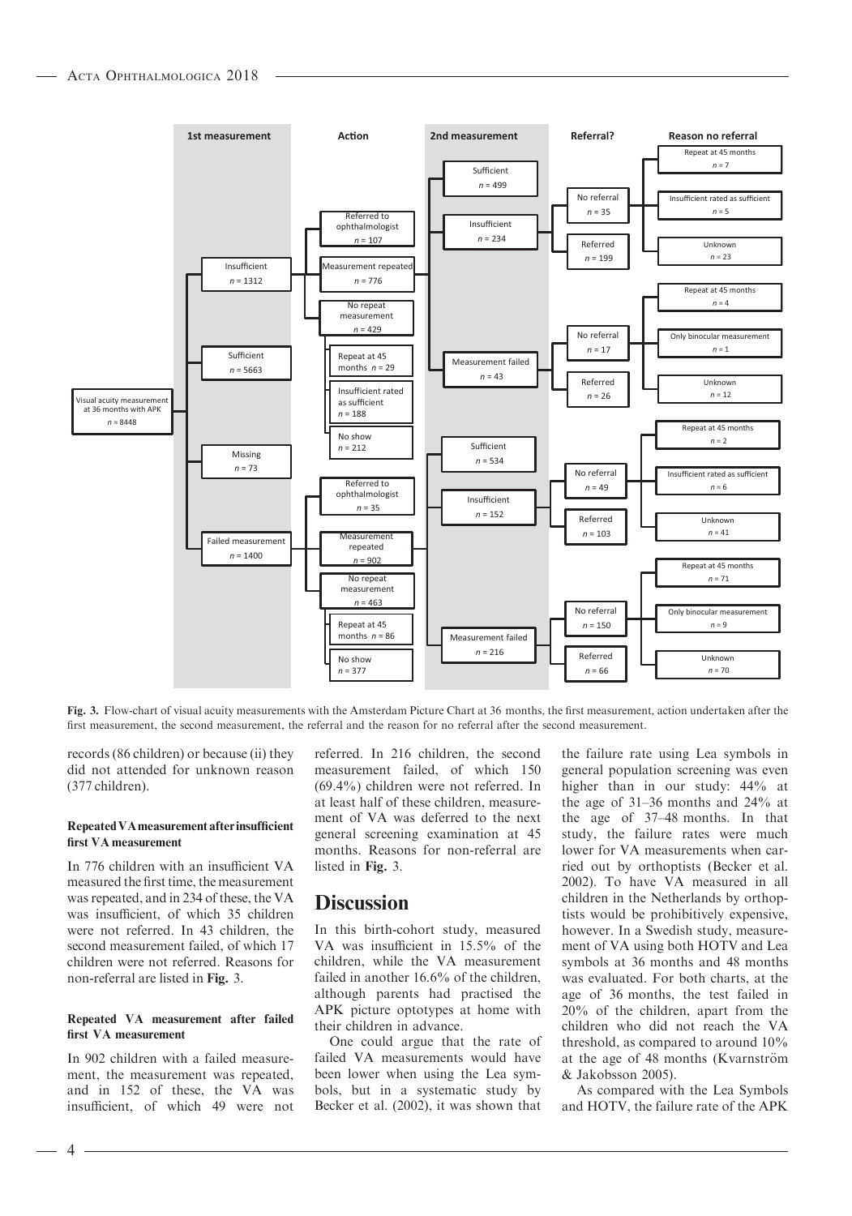Fig. 3. Flow-chart of visual acuity measurements with the Amsterdam Picture Chart at 36 months, the first measurement, action undertaken after the first measurement, the second measurement, the referral and the reason for no referral after the second measurement.

records (86 children) or because (ii) they did not attended for unknown reason (377 children).

#### Repeated VA measurement after insufficient first VA measurement

In 776 children with an insufficient VA measured the first time, the measurement was repeated, and in 234 of these, the VA was insufficient, of which 35 children were not referred. In 43 children, the second measurement failed, of which 17 children were not referred. Reasons for non-referral are listed in **Fig.** 3.

#### Repeated VA measurement after failed first VA measurement

In 902 children with a failed measurement, the measurement was repeated, and in 152 of these, the VA was insufficient, of which 49 were not referred. In 216 children, the second measurement failed, of which 150 (69.4%) children were not referred. In at least half of these children, measurement of VA was deferred to the next general screening examination at 45 months. Reasons for non-referral are listed in **Fig.** 3.

## Discussion

In this birth-cohort study, measured VA was insufficient in 15.5% of the children, while the VA measurement failed in another 16.6% of the children, although parents had practised the APK picture optotypes at home with their children in advance.

One could argue that the rate of failed VA measurements would have been lower when using the Lea symbols, but in a systematic study by Becker et al. (2002), it was shown that the failure rate using Lea symbols in general population screening was even higher than in our study: 44% at the age of 31–36 months and 24% at the age of 37–48 months. In that study, the failure rates were much lower for VA measurements when carried out by orthoptists (Becker et al. 2002). To have VA measured in all children in the Netherlands by orthoptists would be prohibitively expensive, however. In a Swedish study, measurement of VA using both HOTV and Lea symbols at 36 months and 48 months was evaluated. For both charts, at the age of 36 months, the test failed in 20% of the children, apart from the children who did not reach the VA threshold, as compared to around 10% at the age of 48 months (Kvarnström & Jakobsson 2005).

As compared with the Lea Symbols and HOTV, the failure rate of the APK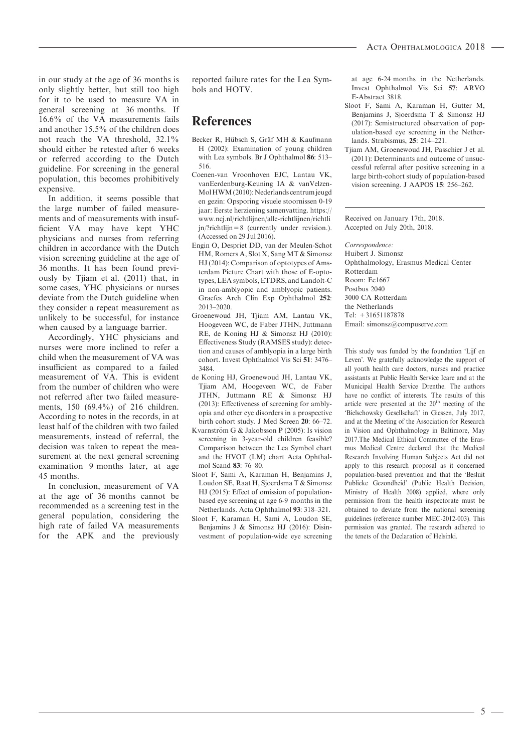in our study at the age of 36 months is only slightly better, but still too high for it to be used to measure VA in general screening at 36 months. If 16.6% of the VA measurements fails and another 15.5% of the children does not reach the VA threshold, 32.1% should either be retested after 6 weeks or referred according to the Dutch guideline. For screening in the general population, this becomes prohibitively expensive.

In addition, it seems possible that the large number of failed measurements and of measurements with insufficient VA may have kept YHC physicians and nurses from referring children in accordance with the Dutch vision screening guideline at the age of 36 months. It has been found previously by Tjiam et al. (2011) that, in some cases, YHC physicians or nurses deviate from the Dutch guideline when they consider a repeat measurement as unlikely to be successful, for instance when caused by a language barrier.

Accordingly, YHC physicians and nurses were more inclined to refer a child when the measurement of VA was insufficient as compared to a failed measurement of VA. This is evident from the number of children who were not referred after two failed measurements, 150 (69.4%) of 216 children. According to notes in the records, in at least half of the children with two failed measurements, instead of referral, the decision was taken to repeat the measurement at the next general screening examination 9 months later, at age 45 months.

In conclusion, measurement of VA at the age of 36 months cannot be recommended as a screening test in the general population, considering the high rate of failed VA measurements for the APK and the previously reported failure rates for the Lea Symbols and HOTV.

## References

Becker R, Hübsch S, Gräf MH & Kaufmann H (2002): Examination of young children with Lea symbols. Br J Ophthalmol **86**: 513–516.

Coenen-van Vroonhoven EJC, Lantau VK, vanEerdenburg-Keuning IA & vanVelzen-Mol HWM (2010): Nederlands centrum jeugd en gezin: Opsporing visuele stoornissen 0-19 jaar: Eerste herziening samenvatting. https://www.ncj.nl/richtlijnen/alle-richtlijnen/richtlijn/?richtlijn=8 (currently under revision.). (Accessed on 29 Jul 2016).

Engin O, Despriet DD, van der Meulen-Schot HM, Romers A, Slot X, Sang MT & Simonsz HJ (2014): Comparison of optotypes of Amsterdam Picture Chart with those of E-optotypes, LEA symbols, ETDRS, and Landolt-C in non-amblyopic and amblyopic patients. Graefes Arch Clin Exp Ophthalmol **252**: 2013–2020.

Groenewoud JH, Tjiam AM, Lantau VK, Hoogeveen WC, de Faber JTHN, Juttmann RE, de Koning HJ & Simonsz HJ (2010): Effectiveness Study (RAMSES study): detection and causes of amblyopia in a large birth cohort. Invest Ophthalmol Vis Sci **51**: 3476–3484.

de Koning HJ, Groenewoud JH, Lantau VK, Tjiam AM, Hoogeveen WC, de Faber JTHN, Juttmann RE & Simonsz HJ (2013): Effectiveness of screening for amblyopia and other eye disorders in a prospective birth cohort study. J Med Screen **20**: 66–72.

Kvarnström G & Jakobsson P (2005): Is vision screening in 3-year-old children feasible? Comparison between the Lea Symbol chart and the HVOT (LM) chart Acta Ophthalmol Scand **83**: 76–80.

Sloot F, Sami A, Karaman H, Benjamins J, Loudon SE, Raat H, Sjoerdsma T & Simonsz HJ (2015): Effect of omission of population-based eye screening at age 6-9 months in the Netherlands. Acta Ophthalmol **93**: 318–321.

Sloot F, Karaman H, Sami A, Loudon SE, Benjamins J & Simonsz HJ (2016): Disinvestment of population-wide eye screening at age 6-24 months in the Netherlands. Invest Ophthalmol Vis Sci **57**: ARVO E-Abstract 3818.

Sloot F, Sami A, Karaman H, Gutter M, Benjamins J, Sjoerdsma T & Simonsz HJ (2017): Semistructured observation of population-based eye screening in the Netherlands. Strabismus, **25**: 214–221.

Tjiam AM, Groenewoud JH, Passchier J et al. (2011): Determinants and outcome of unsuccessful referral after positive screening in a large birth-cohort study of population-based vision screening. J AAPOS **15**: 256–262.

Received on January 17th, 2018.
Accepted on July 20th, 2018.

*Correspondence:*
Huibert J. Simonsz
Ophthalmology, Erasmus Medical Center Rotterdam
Room: Ee1667
Postbus 2040
3000 CA Rotterdam
the Netherlands
Tel: +31651187878
Email: simonsz@compuserve.com

This study was funded by the foundation 'Lijf en Leven'. We gratefully acknowledge the support of all youth health care doctors, nurses and practice assistants at Public Health Service Icare and at the Municipal Health Service Drenthe. The authors have no conflict of interests. The results of this article were presented at the 20th meeting of the 'Bielschowsky Gesellschaft' in Giessen, July 2017, and at the Meeting of the Association for Research in Vision and Ophthalmology in Baltimore, May 2017.The Medical Ethical Committee of the Erasmus Medical Centre declared that the Medical Research Involving Human Subjects Act did not apply to this research proposal as it concerned population-based prevention and that the 'Besluit Publieke Gezondheid' (Public Health Decision, Ministry of Health 2008) applied, where only permission from the health inspectorate must be obtained to deviate from the national screening guidelines (reference number MEC-2012-003). This permission was granted. The research adhered to the tenets of the Declaration of Helsinki.